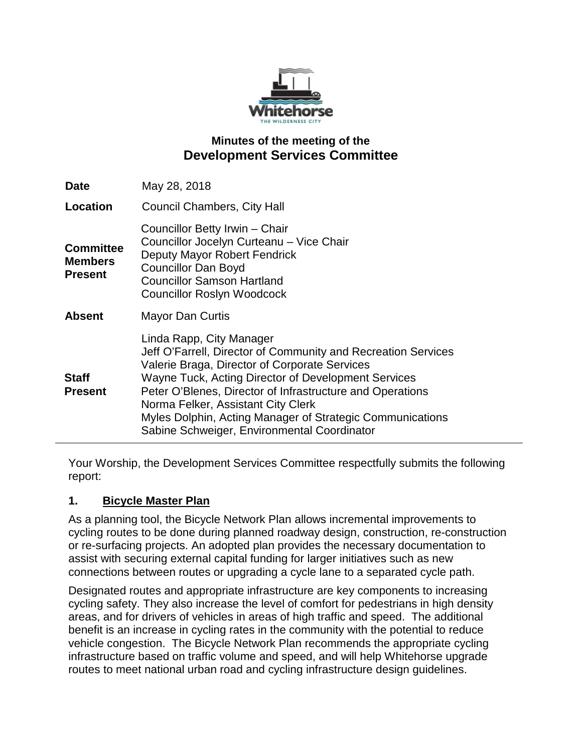# Minutes of the meeting of the
## Development Services Committee

| | |
|---|---|
| **Date** | May 28, 2018 |
| **Location** | Council Chambers, City Hall |
| **Committee Members Present** | Councillor Betty Irwin – Chair<br>Councillor Jocelyn Curteanu – Vice Chair<br>Deputy Mayor Robert Fendrick<br>Councillor Dan Boyd<br>Councillor Samson Hartland<br>Councillor Roslyn Woodcock |
| **Absent** | Mayor Dan Curtis |
| **Staff Present** | Linda Rapp, City Manager<br>Jeff O'Farrell, Director of Community and Recreation Services<br>Valerie Braga, Director of Corporate Services<br>Wayne Tuck, Acting Director of Development Services<br>Peter O'Blenes, Director of Infrastructure and Operations<br>Norma Felker, Assistant City Clerk<br>Myles Dolphin, Acting Manager of Strategic Communications<br>Sabine Schweiger, Environmental Coordinator |

Your Worship, the Development Services Committee respectfully submits the following report:

### 1. Bicycle Master Plan

As a planning tool, the Bicycle Network Plan allows incremental improvements to cycling routes to be done during planned roadway design, construction, re-construction or re-surfacing projects. An adopted plan provides the necessary documentation to assist with securing external capital funding for larger initiatives such as new connections between routes or upgrading a cycle lane to a separated cycle path.

Designated routes and appropriate infrastructure are key components to increasing cycling safety. They also increase the level of comfort for pedestrians in high density areas, and for drivers of vehicles in areas of high traffic and speed. The additional benefit is an increase in cycling rates in the community with the potential to reduce vehicle congestion. The Bicycle Network Plan recommends the appropriate cycling infrastructure based on traffic volume and speed, and will help Whitehorse upgrade routes to meet national urban road and cycling infrastructure design guidelines.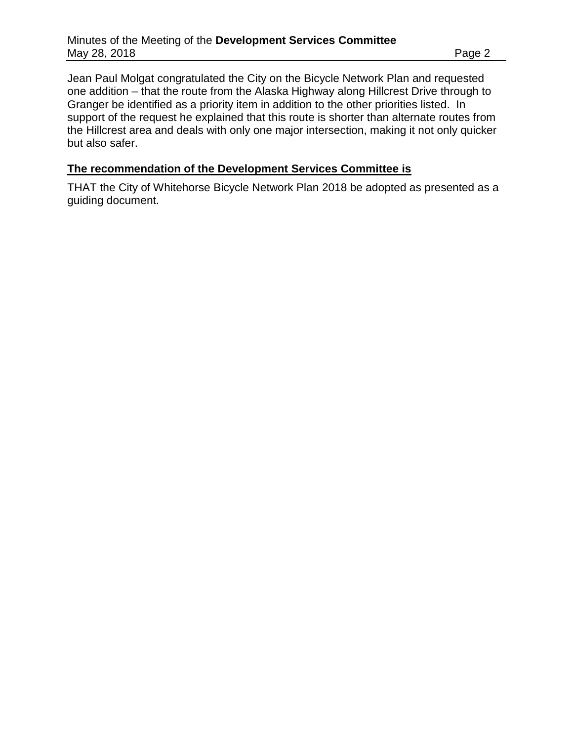Jean Paul Molgat congratulated the City on the Bicycle Network Plan and requested one addition – that the route from the Alaska Highway along Hillcrest Drive through to Granger be identified as a priority item in addition to the other priorities listed. In support of the request he explained that this route is shorter than alternate routes from the Hillcrest area and deals with only one major intersection, making it not only quicker but also safer.

**The recommendation of the Development Services Committee is**

THAT the City of Whitehorse Bicycle Network Plan 2018 be adopted as presented as a guiding document.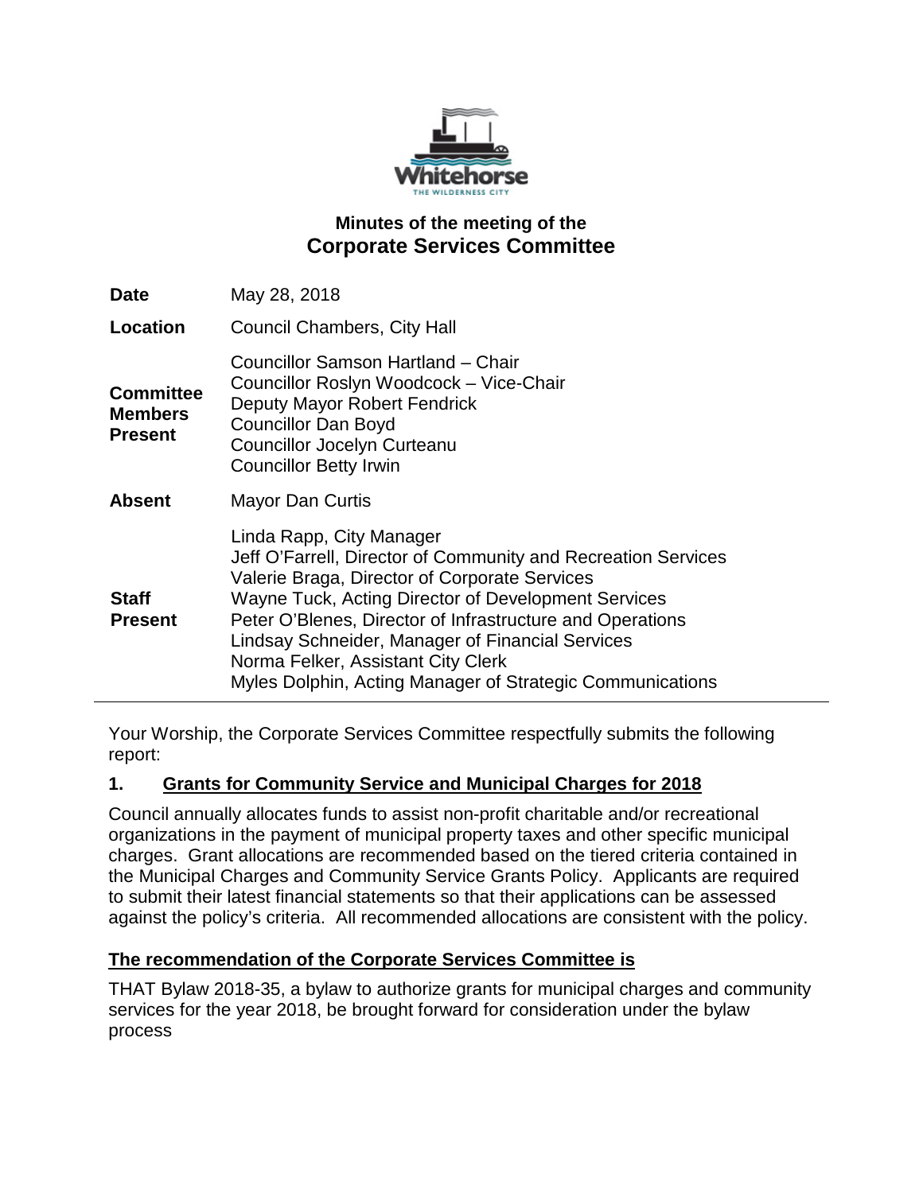# Minutes of the meeting of the
## Corporate Services Committee

| | |
|---|---|
| **Date** | May 28, 2018 |
| **Location** | Council Chambers, City Hall |
| **Committee Members Present** | Councillor Samson Hartland – Chair<br>Councillor Roslyn Woodcock – Vice-Chair<br>Deputy Mayor Robert Fendrick<br>Councillor Dan Boyd<br>Councillor Jocelyn Curteanu<br>Councillor Betty Irwin |
| **Absent** | Mayor Dan Curtis |
| **Staff Present** | Linda Rapp, City Manager<br>Jeff O'Farrell, Director of Community and Recreation Services<br>Valerie Braga, Director of Corporate Services<br>Wayne Tuck, Acting Director of Development Services<br>Peter O'Blenes, Director of Infrastructure and Operations<br>Lindsay Schneider, Manager of Financial Services<br>Norma Felker, Assistant City Clerk<br>Myles Dolphin, Acting Manager of Strategic Communications |

Your Worship, the Corporate Services Committee respectfully submits the following report:

**1. Grants for Community Service and Municipal Charges for 2018**

Council annually allocates funds to assist non-profit charitable and/or recreational organizations in the payment of municipal property taxes and other specific municipal charges. Grant allocations are recommended based on the tiered criteria contained in the Municipal Charges and Community Service Grants Policy. Applicants are required to submit their latest financial statements so that their applications can be assessed against the policy's criteria. All recommended allocations are consistent with the policy.

**The recommendation of the Corporate Services Committee is**

THAT Bylaw 2018-35, a bylaw to authorize grants for municipal charges and community services for the year 2018, be brought forward for consideration under the bylaw process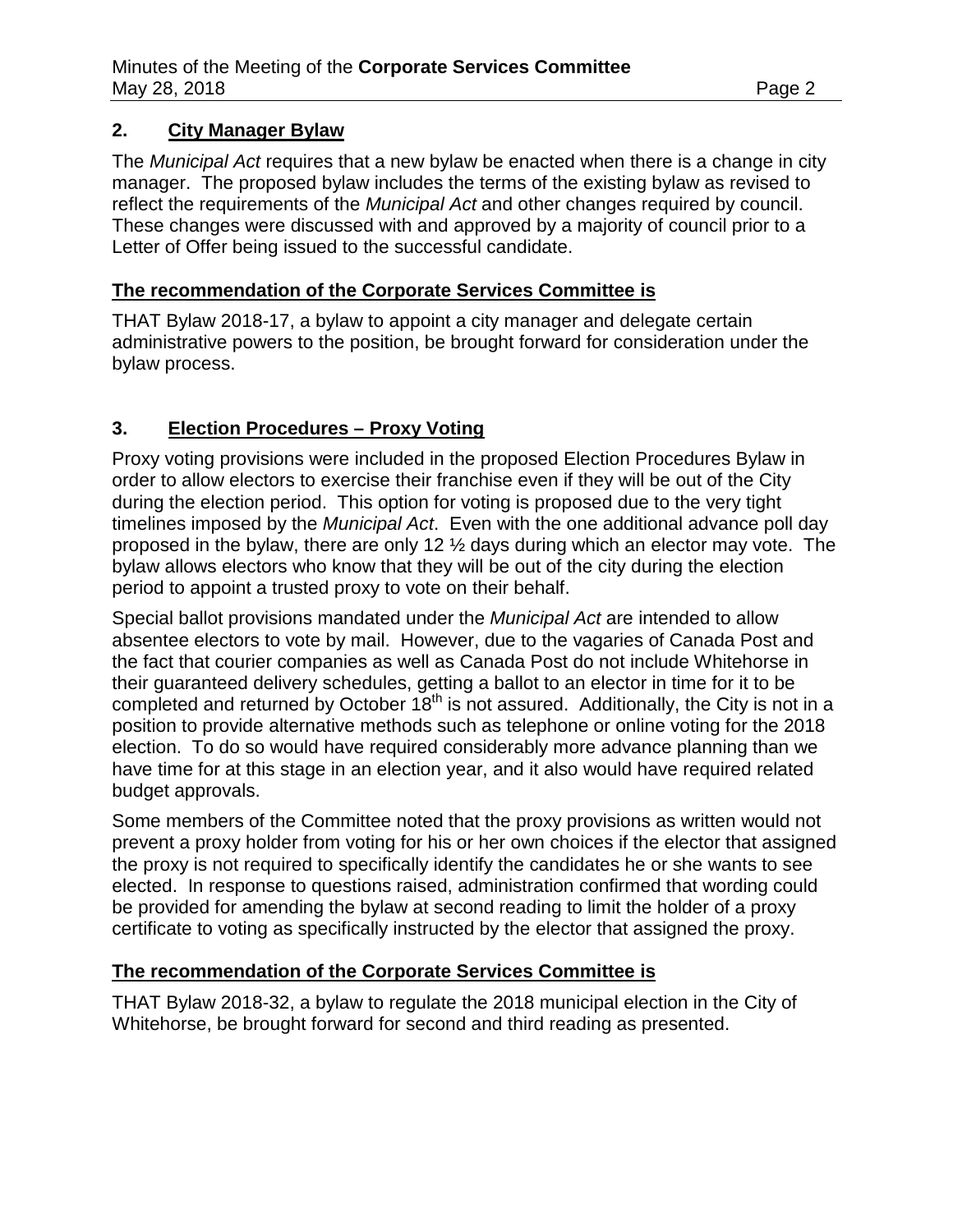## 2. City Manager Bylaw

The *Municipal Act* requires that a new bylaw be enacted when there is a change in city manager. The proposed bylaw includes the terms of the existing bylaw as revised to reflect the requirements of the *Municipal Act* and other changes required by council. These changes were discussed with and approved by a majority of council prior to a Letter of Offer being issued to the successful candidate.

**The recommendation of the Corporate Services Committee is**

THAT Bylaw 2018-17, a bylaw to appoint a city manager and delegate certain administrative powers to the position, be brought forward for consideration under the bylaw process.

## 3. Election Procedures – Proxy Voting

Proxy voting provisions were included in the proposed Election Procedures Bylaw in order to allow electors to exercise their franchise even if they will be out of the City during the election period. This option for voting is proposed due to the very tight timelines imposed by the *Municipal Act*. Even with the one additional advance poll day proposed in the bylaw, there are only 12 ½ days during which an elector may vote. The bylaw allows electors who know that they will be out of the city during the election period to appoint a trusted proxy to vote on their behalf.

Special ballot provisions mandated under the *Municipal Act* are intended to allow absentee electors to vote by mail. However, due to the vagaries of Canada Post and the fact that courier companies as well as Canada Post do not include Whitehorse in their guaranteed delivery schedules, getting a ballot to an elector in time for it to be completed and returned by October 18th is not assured. Additionally, the City is not in a position to provide alternative methods such as telephone or online voting for the 2018 election. To do so would have required considerably more advance planning than we have time for at this stage in an election year, and it also would have required related budget approvals.

Some members of the Committee noted that the proxy provisions as written would not prevent a proxy holder from voting for his or her own choices if the elector that assigned the proxy is not required to specifically identify the candidates he or she wants to see elected. In response to questions raised, administration confirmed that wording could be provided for amending the bylaw at second reading to limit the holder of a proxy certificate to voting as specifically instructed by the elector that assigned the proxy.

**The recommendation of the Corporate Services Committee is**

THAT Bylaw 2018-32, a bylaw to regulate the 2018 municipal election in the City of Whitehorse, be brought forward for second and third reading as presented.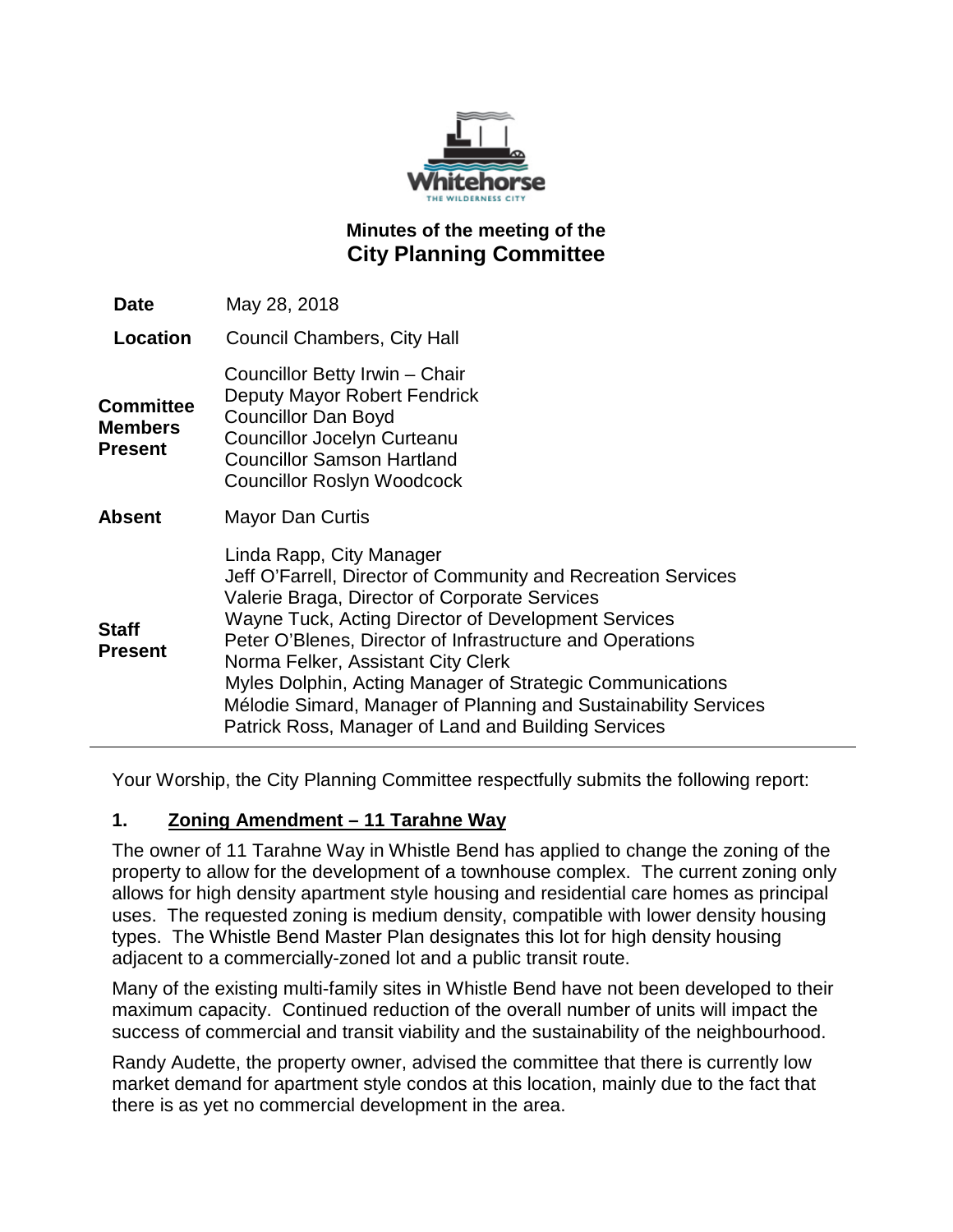Whitehorse
THE WILDERNESS CITY

## Minutes of the meeting of the
# City Planning Committee

| | |
|---|---|
| **Date** | May 28, 2018 |
| **Location** | Council Chambers, City Hall |
| **Committee Members Present** | Councillor Betty Irwin – Chair<br>Deputy Mayor Robert Fendrick<br>Councillor Dan Boyd<br>Councillor Jocelyn Curteanu<br>Councillor Samson Hartland<br>Councillor Roslyn Woodcock |
| **Absent** | Mayor Dan Curtis |
| **Staff Present** | Linda Rapp, City Manager<br>Jeff O'Farrell, Director of Community and Recreation Services<br>Valerie Braga, Director of Corporate Services<br>Wayne Tuck, Acting Director of Development Services<br>Peter O'Blenes, Director of Infrastructure and Operations<br>Norma Felker, Assistant City Clerk<br>Myles Dolphin, Acting Manager of Strategic Communications<br>Mélodie Simard, Manager of Planning and Sustainability Services<br>Patrick Ross, Manager of Land and Building Services |

Your Worship, the City Planning Committee respectfully submits the following report:

### 1. Zoning Amendment – 11 Tarahne Way

The owner of 11 Tarahne Way in Whistle Bend has applied to change the zoning of the property to allow for the development of a townhouse complex. The current zoning only allows for high density apartment style housing and residential care homes as principal uses. The requested zoning is medium density, compatible with lower density housing types. The Whistle Bend Master Plan designates this lot for high density housing adjacent to a commercially-zoned lot and a public transit route.

Many of the existing multi-family sites in Whistle Bend have not been developed to their maximum capacity. Continued reduction of the overall number of units will impact the success of commercial and transit viability and the sustainability of the neighbourhood.

Randy Audette, the property owner, advised the committee that there is currently low market demand for apartment style condos at this location, mainly due to the fact that there is as yet no commercial development in the area.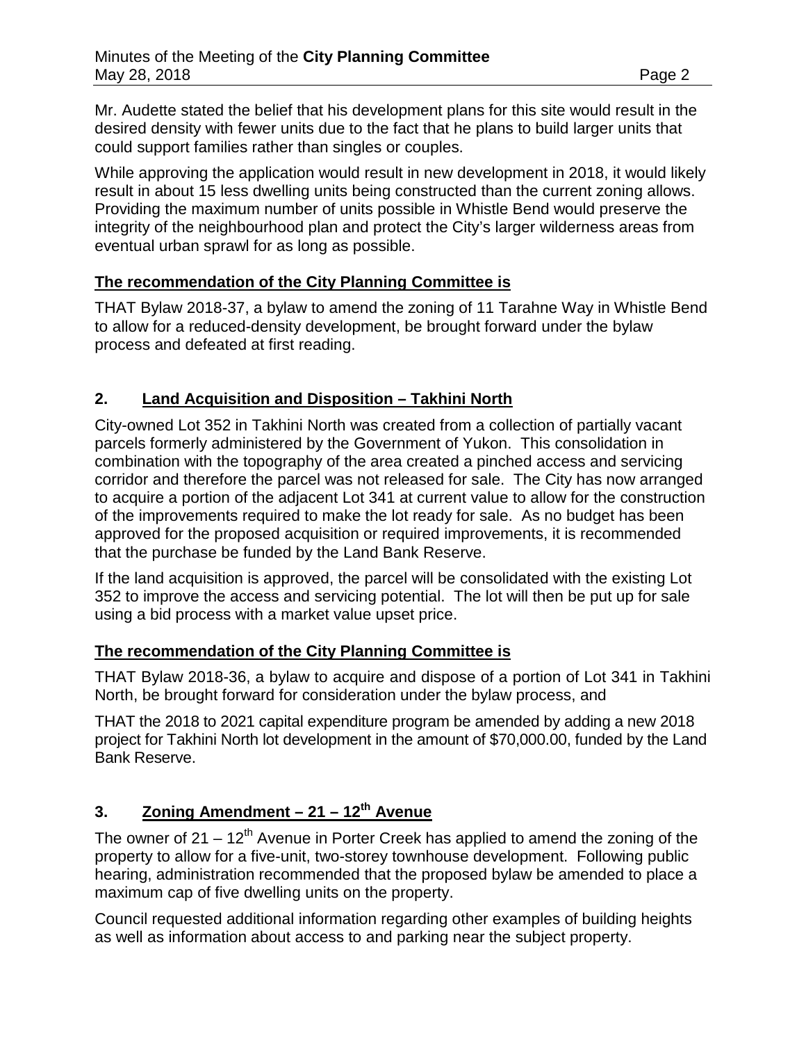Mr. Audette stated the belief that his development plans for this site would result in the desired density with fewer units due to the fact that he plans to build larger units that could support families rather than singles or couples.

While approving the application would result in new development in 2018, it would likely result in about 15 less dwelling units being constructed than the current zoning allows. Providing the maximum number of units possible in Whistle Bend would preserve the integrity of the neighbourhood plan and protect the City's larger wilderness areas from eventual urban sprawl for as long as possible.

**The recommendation of the City Planning Committee is**

THAT Bylaw 2018-37, a bylaw to amend the zoning of 11 Tarahne Way in Whistle Bend to allow for a reduced-density development, be brought forward under the bylaw process and defeated at first reading.

## 2. Land Acquisition and Disposition – Takhini North

City-owned Lot 352 in Takhini North was created from a collection of partially vacant parcels formerly administered by the Government of Yukon. This consolidation in combination with the topography of the area created a pinched access and servicing corridor and therefore the parcel was not released for sale. The City has now arranged to acquire a portion of the adjacent Lot 341 at current value to allow for the construction of the improvements required to make the lot ready for sale. As no budget has been approved for the proposed acquisition or required improvements, it is recommended that the purchase be funded by the Land Bank Reserve.

If the land acquisition is approved, the parcel will be consolidated with the existing Lot 352 to improve the access and servicing potential. The lot will then be put up for sale using a bid process with a market value upset price.

**The recommendation of the City Planning Committee is**

THAT Bylaw 2018-36, a bylaw to acquire and dispose of a portion of Lot 341 in Takhini North, be brought forward for consideration under the bylaw process, and

THAT the 2018 to 2021 capital expenditure program be amended by adding a new 2018 project for Takhini North lot development in the amount of $70,000.00, funded by the Land Bank Reserve.

## 3. Zoning Amendment – 21 – 12th Avenue

The owner of 21 – 12th Avenue in Porter Creek has applied to amend the zoning of the property to allow for a five-unit, two-storey townhouse development. Following public hearing, administration recommended that the proposed bylaw be amended to place a maximum cap of five dwelling units on the property.

Council requested additional information regarding other examples of building heights as well as information about access to and parking near the subject property.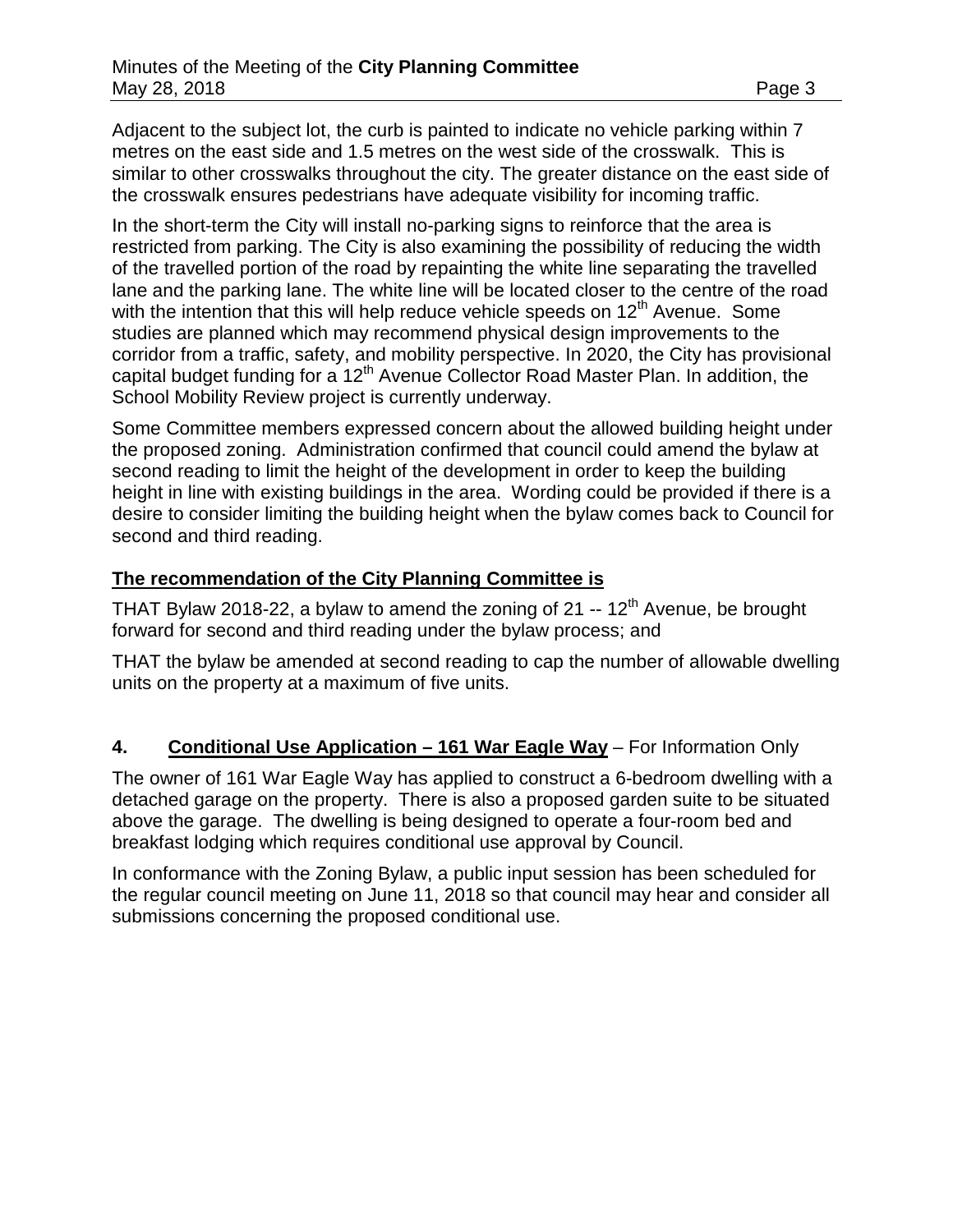Adjacent to the subject lot, the curb is painted to indicate no vehicle parking within 7 metres on the east side and 1.5 metres on the west side of the crosswalk. This is similar to other crosswalks throughout the city. The greater distance on the east side of the crosswalk ensures pedestrians have adequate visibility for incoming traffic.

In the short-term the City will install no-parking signs to reinforce that the area is restricted from parking. The City is also examining the possibility of reducing the width of the travelled portion of the road by repainting the white line separating the travelled lane and the parking lane. The white line will be located closer to the centre of the road with the intention that this will help reduce vehicle speeds on 12th Avenue. Some studies are planned which may recommend physical design improvements to the corridor from a traffic, safety, and mobility perspective. In 2020, the City has provisional capital budget funding for a 12th Avenue Collector Road Master Plan. In addition, the School Mobility Review project is currently underway.

Some Committee members expressed concern about the allowed building height under the proposed zoning. Administration confirmed that council could amend the bylaw at second reading to limit the height of the development in order to keep the building height in line with existing buildings in the area. Wording could be provided if there is a desire to consider limiting the building height when the bylaw comes back to Council for second and third reading.

**The recommendation of the City Planning Committee is**

THAT Bylaw 2018-22, a bylaw to amend the zoning of 21 -- 12th Avenue, be brought forward for second and third reading under the bylaw process; and

THAT the bylaw be amended at second reading to cap the number of allowable dwelling units on the property at a maximum of five units.

## 4. **Conditional Use Application – 161 War Eagle Way** – For Information Only

The owner of 161 War Eagle Way has applied to construct a 6-bedroom dwelling with a detached garage on the property. There is also a proposed garden suite to be situated above the garage. The dwelling is being designed to operate a four-room bed and breakfast lodging which requires conditional use approval by Council.

In conformance with the Zoning Bylaw, a public input session has been scheduled for the regular council meeting on June 11, 2018 so that council may hear and consider all submissions concerning the proposed conditional use.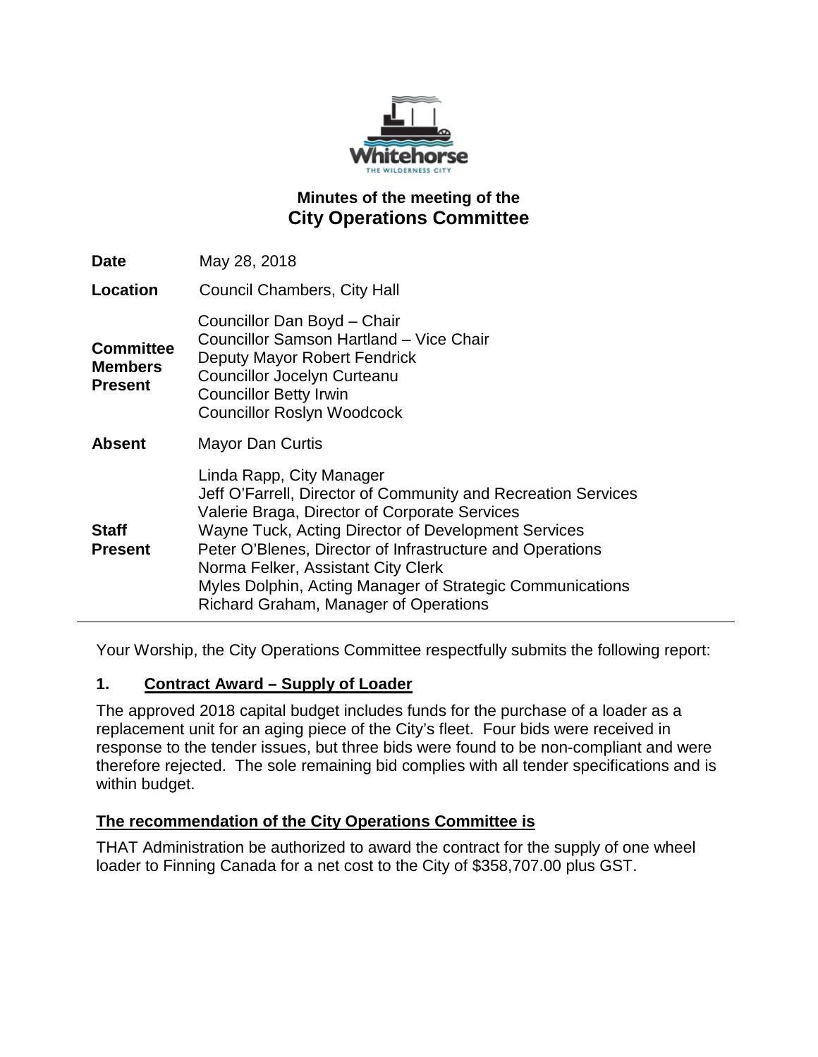# Minutes of the meeting of the
## City Operations Committee

| | |
|---|---|
| **Date** | May 28, 2018 |
| **Location** | Council Chambers, City Hall |
| **Committee Members Present** | Councillor Dan Boyd – Chair<br>Councillor Samson Hartland – Vice Chair<br>Deputy Mayor Robert Fendrick<br>Councillor Jocelyn Curteanu<br>Councillor Betty Irwin<br>Councillor Roslyn Woodcock |
| **Absent** | Mayor Dan Curtis |
| **Staff Present** | Linda Rapp, City Manager<br>Jeff O'Farrell, Director of Community and Recreation Services<br>Valerie Braga, Director of Corporate Services<br>Wayne Tuck, Acting Director of Development Services<br>Peter O'Blenes, Director of Infrastructure and Operations<br>Norma Felker, Assistant City Clerk<br>Myles Dolphin, Acting Manager of Strategic Communications<br>Richard Graham, Manager of Operations |

Your Worship, the City Operations Committee respectfully submits the following report:

**1. Contract Award – Supply of Loader**

The approved 2018 capital budget includes funds for the purchase of a loader as a replacement unit for an aging piece of the City's fleet. Four bids were received in response to the tender issues, but three bids were found to be non-compliant and were therefore rejected. The sole remaining bid complies with all tender specifications and is within budget.

**The recommendation of the City Operations Committee is**

THAT Administration be authorized to award the contract for the supply of one wheel loader to Finning Canada for a net cost to the City of $358,707.00 plus GST.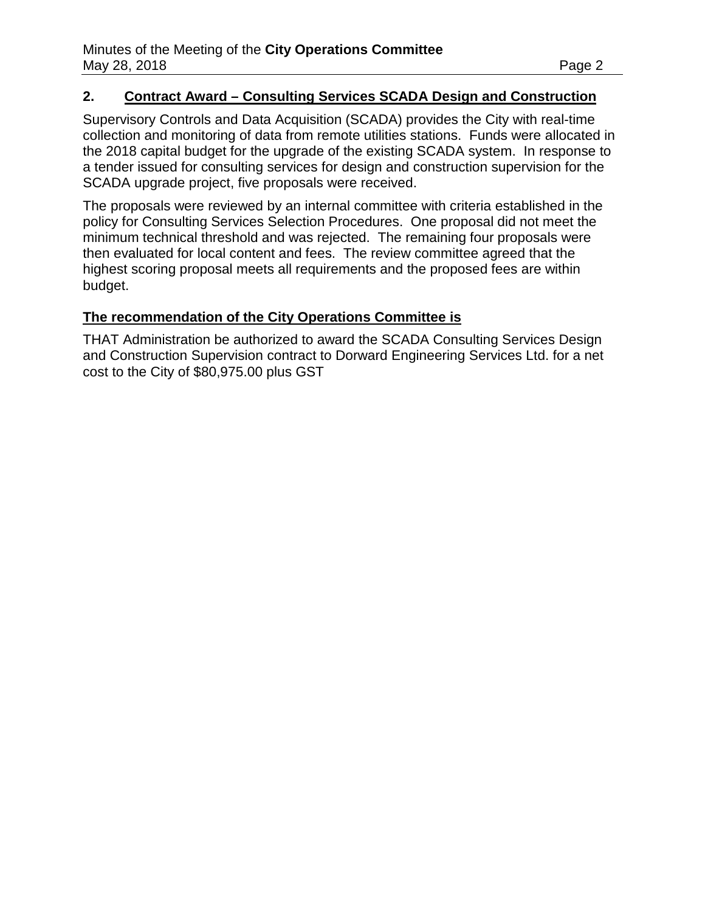## 2. Contract Award – Consulting Services SCADA Design and Construction

Supervisory Controls and Data Acquisition (SCADA) provides the City with real-time collection and monitoring of data from remote utilities stations. Funds were allocated in the 2018 capital budget for the upgrade of the existing SCADA system. In response to a tender issued for consulting services for design and construction supervision for the SCADA upgrade project, five proposals were received.

The proposals were reviewed by an internal committee with criteria established in the policy for Consulting Services Selection Procedures. One proposal did not meet the minimum technical threshold and was rejected. The remaining four proposals were then evaluated for local content and fees. The review committee agreed that the highest scoring proposal meets all requirements and the proposed fees are within budget.

**The recommendation of the City Operations Committee is**

THAT Administration be authorized to award the SCADA Consulting Services Design and Construction Supervision contract to Dorward Engineering Services Ltd. for a net cost to the City of $80,975.00 plus GST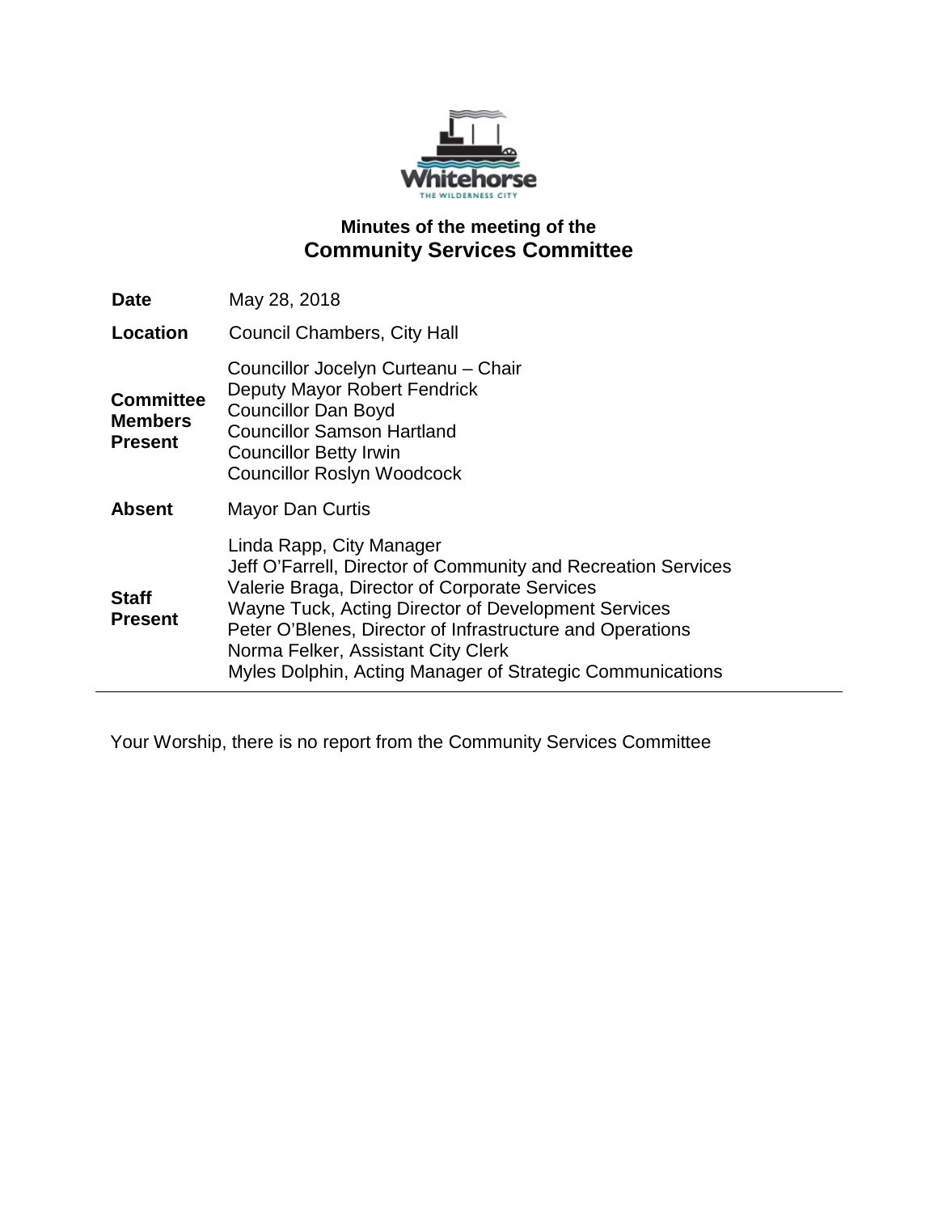# Minutes of the meeting of the
## Community Services Committee

| | |
|---|---|
| **Date** | May 28, 2018 |
| **Location** | Council Chambers, City Hall |
| **Committee Members Present** | Councillor Jocelyn Curteanu – Chair<br>Deputy Mayor Robert Fendrick<br>Councillor Dan Boyd<br>Councillor Samson Hartland<br>Councillor Betty Irwin<br>Councillor Roslyn Woodcock |
| **Absent** | Mayor Dan Curtis |
| **Staff Present** | Linda Rapp, City Manager<br>Jeff O'Farrell, Director of Community and Recreation Services<br>Valerie Braga, Director of Corporate Services<br>Wayne Tuck, Acting Director of Development Services<br>Peter O'Blenes, Director of Infrastructure and Operations<br>Norma Felker, Assistant City Clerk<br>Myles Dolphin, Acting Manager of Strategic Communications |

---

Your Worship, there is no report from the Community Services Committee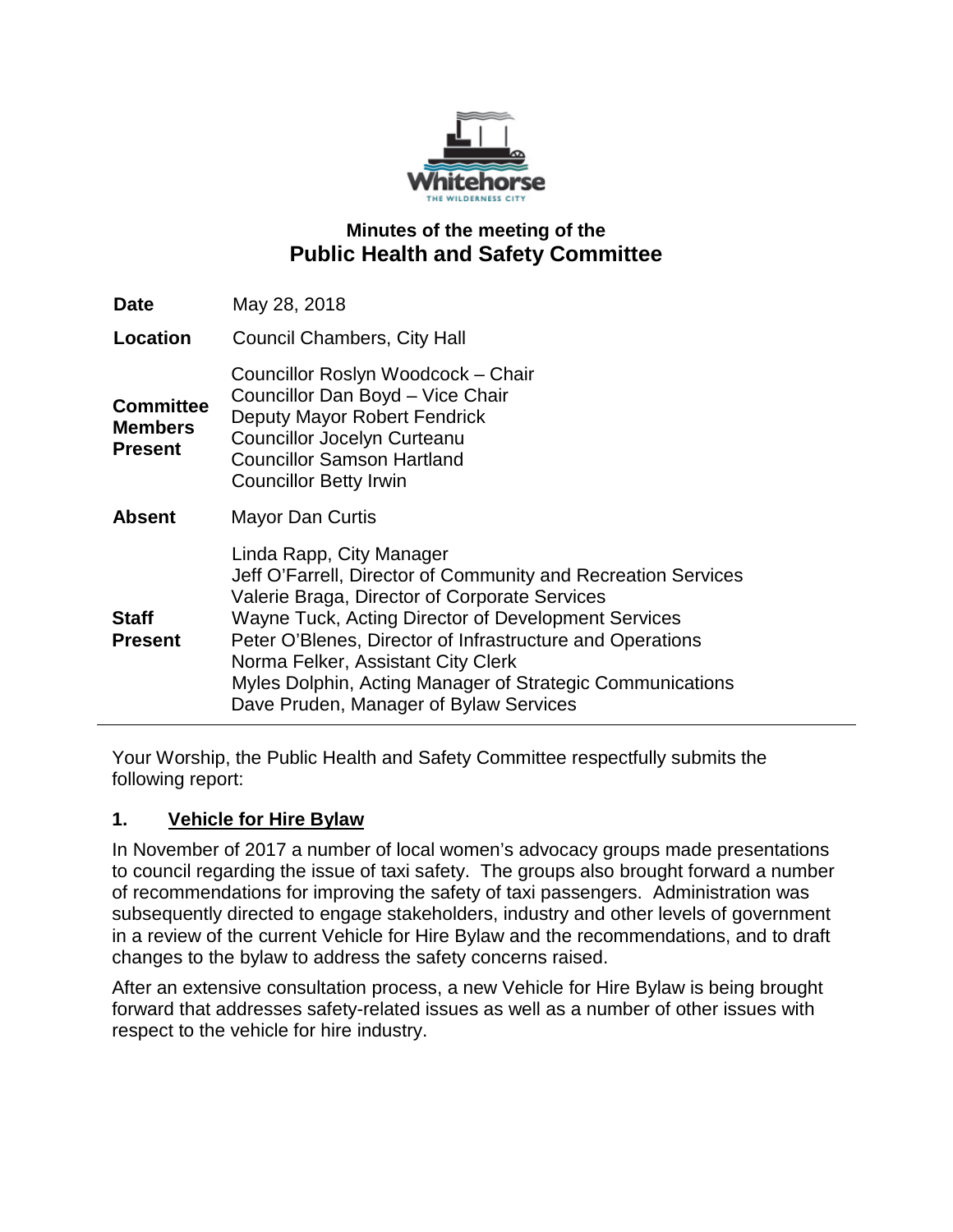## Minutes of the meeting of the
# Public Health and Safety Committee

| | |
|---|---|
| **Date** | May 28, 2018 |
| **Location** | Council Chambers, City Hall |
| **Committee Members Present** | Councillor Roslyn Woodcock – Chair<br>Councillor Dan Boyd – Vice Chair<br>Deputy Mayor Robert Fendrick<br>Councillor Jocelyn Curteanu<br>Councillor Samson Hartland<br>Councillor Betty Irwin |
| **Absent** | Mayor Dan Curtis |
| **Staff Present** | Linda Rapp, City Manager<br>Jeff O'Farrell, Director of Community and Recreation Services<br>Valerie Braga, Director of Corporate Services<br>Wayne Tuck, Acting Director of Development Services<br>Peter O'Blenes, Director of Infrastructure and Operations<br>Norma Felker, Assistant City Clerk<br>Myles Dolphin, Acting Manager of Strategic Communications<br>Dave Pruden, Manager of Bylaw Services |

Your Worship, the Public Health and Safety Committee respectfully submits the following report:

## 1. Vehicle for Hire Bylaw

In November of 2017 a number of local women's advocacy groups made presentations to council regarding the issue of taxi safety. The groups also brought forward a number of recommendations for improving the safety of taxi passengers. Administration was subsequently directed to engage stakeholders, industry and other levels of government in a review of the current Vehicle for Hire Bylaw and the recommendations, and to draft changes to the bylaw to address the safety concerns raised.

After an extensive consultation process, a new Vehicle for Hire Bylaw is being brought forward that addresses safety-related issues as well as a number of other issues with respect to the vehicle for hire industry.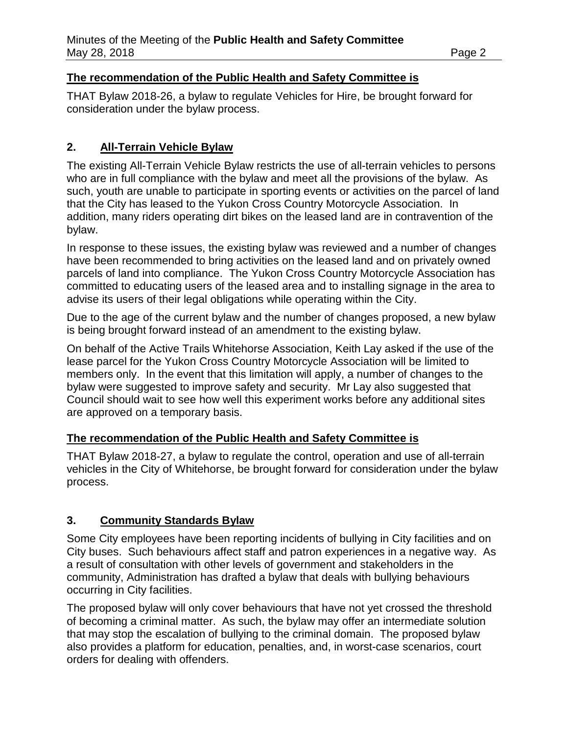**The recommendation of the Public Health and Safety Committee is**

THAT Bylaw 2018-26, a bylaw to regulate Vehicles for Hire, be brought forward for consideration under the bylaw process.

## 2. All-Terrain Vehicle Bylaw

The existing All-Terrain Vehicle Bylaw restricts the use of all-terrain vehicles to persons who are in full compliance with the bylaw and meet all the provisions of the bylaw. As such, youth are unable to participate in sporting events or activities on the parcel of land that the City has leased to the Yukon Cross Country Motorcycle Association. In addition, many riders operating dirt bikes on the leased land are in contravention of the bylaw.

In response to these issues, the existing bylaw was reviewed and a number of changes have been recommended to bring activities on the leased land and on privately owned parcels of land into compliance. The Yukon Cross Country Motorcycle Association has committed to educating users of the leased area and to installing signage in the area to advise its users of their legal obligations while operating within the City.

Due to the age of the current bylaw and the number of changes proposed, a new bylaw is being brought forward instead of an amendment to the existing bylaw.

On behalf of the Active Trails Whitehorse Association, Keith Lay asked if the use of the lease parcel for the Yukon Cross Country Motorcycle Association will be limited to members only. In the event that this limitation will apply, a number of changes to the bylaw were suggested to improve safety and security. Mr Lay also suggested that Council should wait to see how well this experiment works before any additional sites are approved on a temporary basis.

**The recommendation of the Public Health and Safety Committee is**

THAT Bylaw 2018-27, a bylaw to regulate the control, operation and use of all-terrain vehicles in the City of Whitehorse, be brought forward for consideration under the bylaw process.

## 3. Community Standards Bylaw

Some City employees have been reporting incidents of bullying in City facilities and on City buses. Such behaviours affect staff and patron experiences in a negative way. As a result of consultation with other levels of government and stakeholders in the community, Administration has drafted a bylaw that deals with bullying behaviours occurring in City facilities.

The proposed bylaw will only cover behaviours that have not yet crossed the threshold of becoming a criminal matter. As such, the bylaw may offer an intermediate solution that may stop the escalation of bullying to the criminal domain. The proposed bylaw also provides a platform for education, penalties, and, in worst-case scenarios, court orders for dealing with offenders.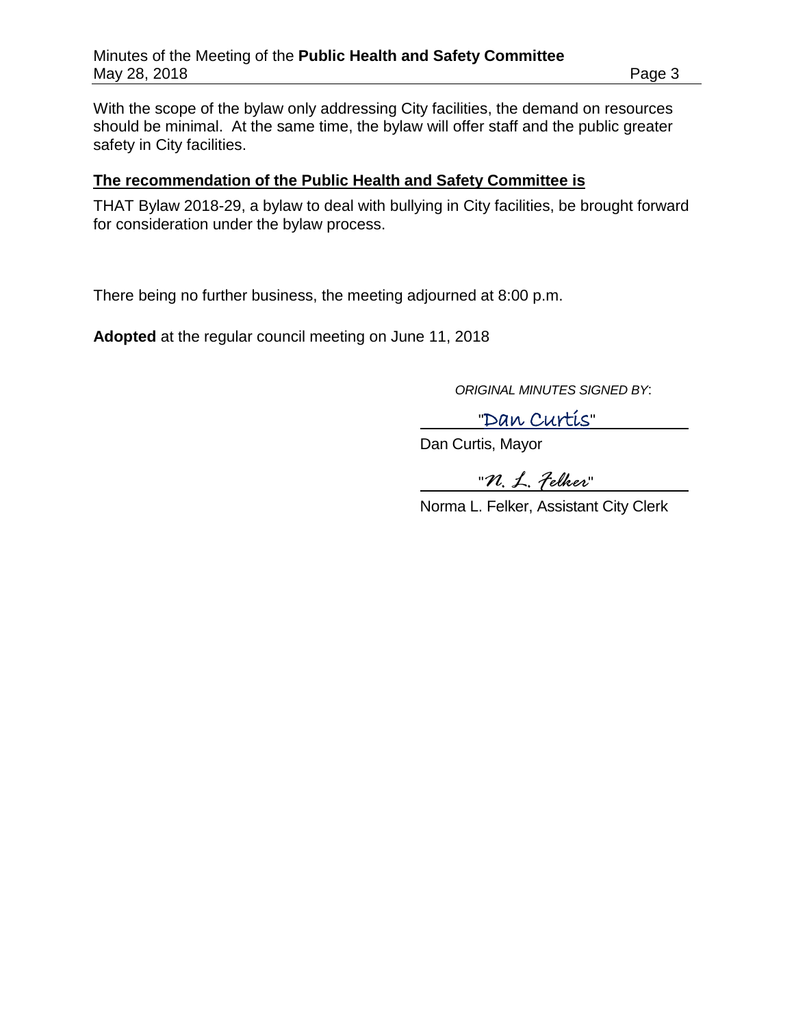With the scope of the bylaw only addressing City facilities, the demand on resources should be minimal. At the same time, the bylaw will offer staff and the public greater safety in City facilities.

**The recommendation of the Public Health and Safety Committee is**

THAT Bylaw 2018-29, a bylaw to deal with bullying in City facilities, be brought forward for consideration under the bylaw process.

There being no further business, the meeting adjourned at 8:00 p.m.

**Adopted** at the regular council meeting on June 11, 2018

*ORIGINAL MINUTES SIGNED BY*:

"Dan Curtis"

Dan Curtis, Mayor

"N. L. Felker"

Norma L. Felker, Assistant City Clerk